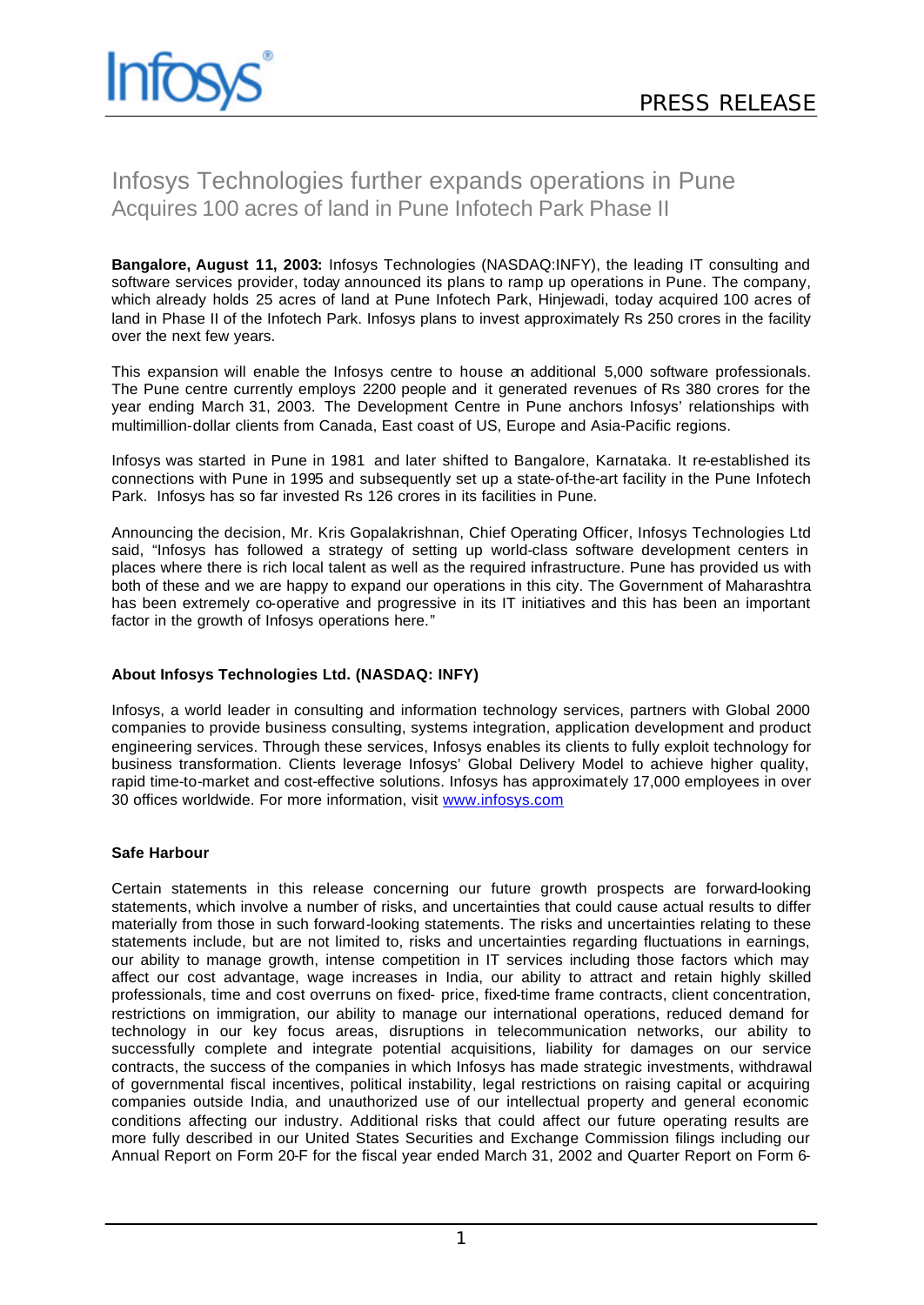Infosys

PRESS RELEASE

# Infosys Technologies further expands operations in Pune

## Acquires 100 acres of land in Pune Infotech Park Phase II

**Bangalore, August 11, 2003:** Infosys Technologies (NASDAQ:INFY), the leading IT consulting and software services provider, today announced its plans to ramp up operations in Pune. The company, which already holds 25 acres of land at Pune Infotech Park, Hinjewadi, today acquired 100 acres of land in Phase II of the Infotech Park. Infosys plans to invest approximately Rs 250 crores in the facility over the next few years.

This expansion will enable the Infosys centre to house an additional 5,000 software professionals. The Pune centre currently employs 2200 people and it generated revenues of Rs 380 crores for the year ending March 31, 2003. The Development Centre in Pune anchors Infosys' relationships with multimillion-dollar clients from Canada, East coast of US, Europe and Asia-Pacific regions.

Infosys was started in Pune in 1981 and later shifted to Bangalore, Karnataka. It re-established its connections with Pune in 1995 and subsequently set up a state-of-the-art facility in the Pune Infotech Park. Infosys has so far invested Rs 126 crores in its facilities in Pune.

Announcing the decision, Mr. Kris Gopalakrishnan, Chief Operating Officer, Infosys Technologies Ltd said, "Infosys has followed a strategy of setting up world-class software development centers in places where there is rich local talent as well as the required infrastructure. Pune has provided us with both of these and we are happy to expand our operations in this city. The Government of Maharashtra has been extremely co-operative and progressive in its IT initiatives and this has been an important factor in the growth of Infosys operations here."

### About Infosys Technologies Ltd. (NASDAQ: INFY)

Infosys, a world leader in consulting and information technology services, partners with Global 2000 companies to provide business consulting, systems integration, application development and product engineering services. Through these services, Infosys enables its clients to fully exploit technology for business transformation. Clients leverage Infosys' Global Delivery Model to achieve higher quality, rapid time-to-market and cost-effective solutions. Infosys has approximately 17,000 employees in over 30 offices worldwide. For more information, visit www.infosys.com

### Safe Harbour

Certain statements in this release concerning our future growth prospects are forward-looking statements, which involve a number of risks, and uncertainties that could cause actual results to differ materially from those in such forward-looking statements. The risks and uncertainties relating to these statements include, but are not limited to, risks and uncertainties regarding fluctuations in earnings, our ability to manage growth, intense competition in IT services including those factors which may affect our cost advantage, wage increases in India, our ability to attract and retain highly skilled professionals, time and cost overruns on fixed- price, fixed-time frame contracts, client concentration, restrictions on immigration, our ability to manage our international operations, reduced demand for technology in our key focus areas, disruptions in telecommunication networks, our ability to successfully complete and integrate potential acquisitions, liability for damages on our service contracts, the success of the companies in which Infosys has made strategic investments, withdrawal of governmental fiscal incentives, political instability, legal restrictions on raising capital or acquiring companies outside India, and unauthorized use of our intellectual property and general economic conditions affecting our industry. Additional risks that could affect our future operating results are more fully described in our United States Securities and Exchange Commission filings including our Annual Report on Form 20-F for the fiscal year ended March 31, 2002 and Quarter Report on Form 6-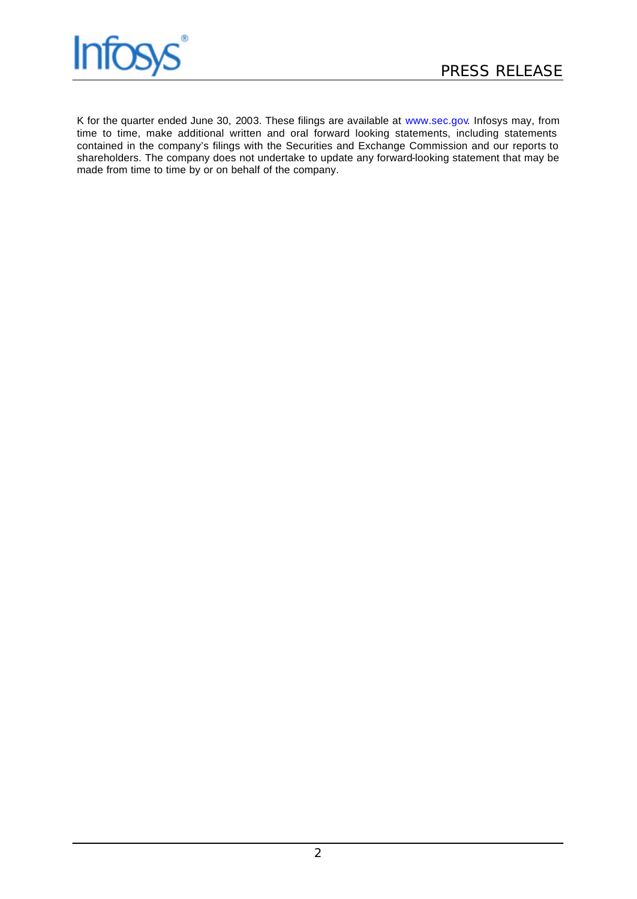K for the quarter ended June 30, 2003. These filings are available at www.sec.gov. Infosys may, from time to time, make additional written and oral forward looking statements, including statements contained in the company's filings with the Securities and Exchange Commission and our reports to shareholders. The company does not undertake to update any forward-looking statement that may be made from time to time by or on behalf of the company.